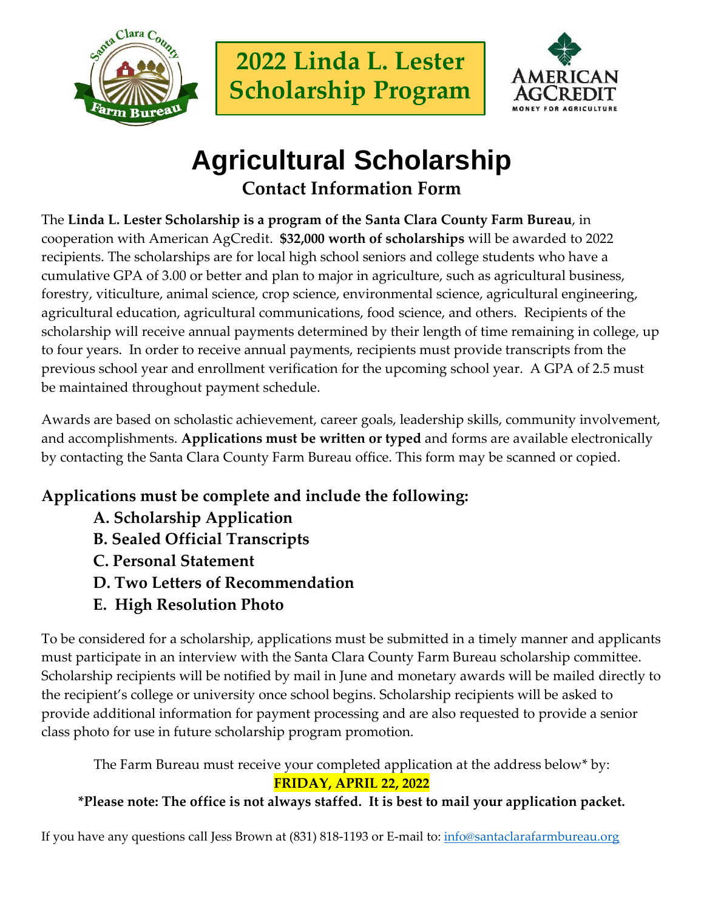# 2022 Linda L. Lester Scholarship Program

# Agricultural Scholarship

## Contact Information Form

The **Linda L. Lester Scholarship is a program of the Santa Clara County Farm Bureau**, in cooperation with American AgCredit. **$32,000 worth of scholarships** will be awarded to 2022 recipients. The scholarships are for local high school seniors and college students who have a cumulative GPA of 3.00 or better and plan to major in agriculture, such as agricultural business, forestry, viticulture, animal science, crop science, environmental science, agricultural engineering, agricultural education, agricultural communications, food science, and others. Recipients of the scholarship will receive annual payments determined by their length of time remaining in college, up to four years. In order to receive annual payments, recipients must provide transcripts from the previous school year and enrollment verification for the upcoming school year. A GPA of 2.5 must be maintained throughout payment schedule.

Awards are based on scholastic achievement, career goals, leadership skills, community involvement, and accomplishments. **Applications must be written or typed** and forms are available electronically by contacting the Santa Clara County Farm Bureau office. This form may be scanned or copied.

### Applications must be complete and include the following:

**A. Scholarship Application**
**B. Sealed Official Transcripts**
**C. Personal Statement**
**D. Two Letters of Recommendation**
**E. High Resolution Photo**

To be considered for a scholarship, applications must be submitted in a timely manner and applicants must participate in an interview with the Santa Clara County Farm Bureau scholarship committee. Scholarship recipients will be notified by mail in June and monetary awards will be mailed directly to the recipient's college or university once school begins. Scholarship recipients will be asked to provide additional information for payment processing and are also requested to provide a senior class photo for use in future scholarship program promotion.

The Farm Bureau must receive your completed application at the address below* by:
**FRIDAY, APRIL 22, 2022**

***Please note: The office is not always staffed. It is best to mail your application packet.**

If you have any questions call Jess Brown at (831) 818-1193 or E-mail to: info@santaclarafarmbureau.org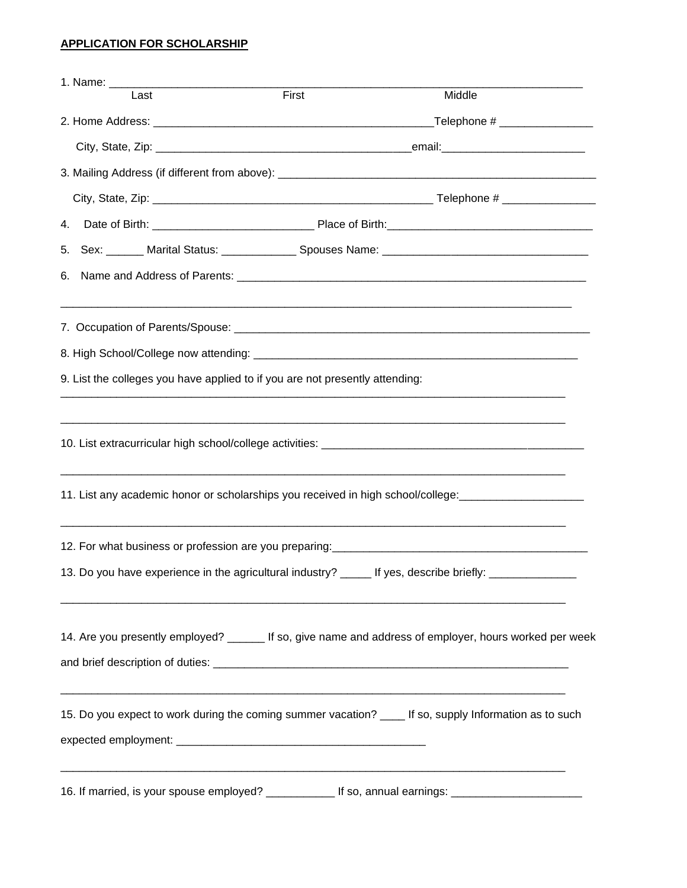**APPLICATION FOR SCHOLARSHIP**

1. Name: ___________________________________________________________________________
   Last                                   First                                   Middle

2. Home Address: _____________________________________________Telephone # _______________

   City, State, Zip: _________________________________________email:_______________________

3. Mailing Address (if different from above): ___________________________________________________

   City, State, Zip: _____________________________________________ Telephone # _______________

4. Date of Birth: _________________________ Place of Birth:________________________________

5. Sex: ______ Marital Status: ____________ Spouses Name: ________________________________

6. Name and Address of Parents: ________________________________________________________

___________________________________________________________________________________

7. Occupation of Parents/Spouse: _________________________________________________________

8. High School/College now attending: ___________________________________________________

9. List the colleges you have applied to if you are not presently attending:
___________________________________________________________________________________

___________________________________________________________________________________

10. List extracurricular high school/college activities: ___________________________________________

___________________________________________________________________________________

11. List any academic honor or scholarships you received in high school/college:____________________

___________________________________________________________________________________

12. For what business or profession are you preparing:_________________________________________

13. Do you have experience in the agricultural industry? _____ If yes, describe briefly: ______________

___________________________________________________________________________________

14. Are you presently employed? ______ If so, give name and address of employer, hours worked per week and brief description of duties: _________________________________________________________

___________________________________________________________________________________

15. Do you expect to work during the coming summer vacation? ____ If so, supply Information as to such expected employment: ________________________________________

___________________________________________________________________________________

16. If married, is your spouse employed? ___________ If so, annual earnings: _____________________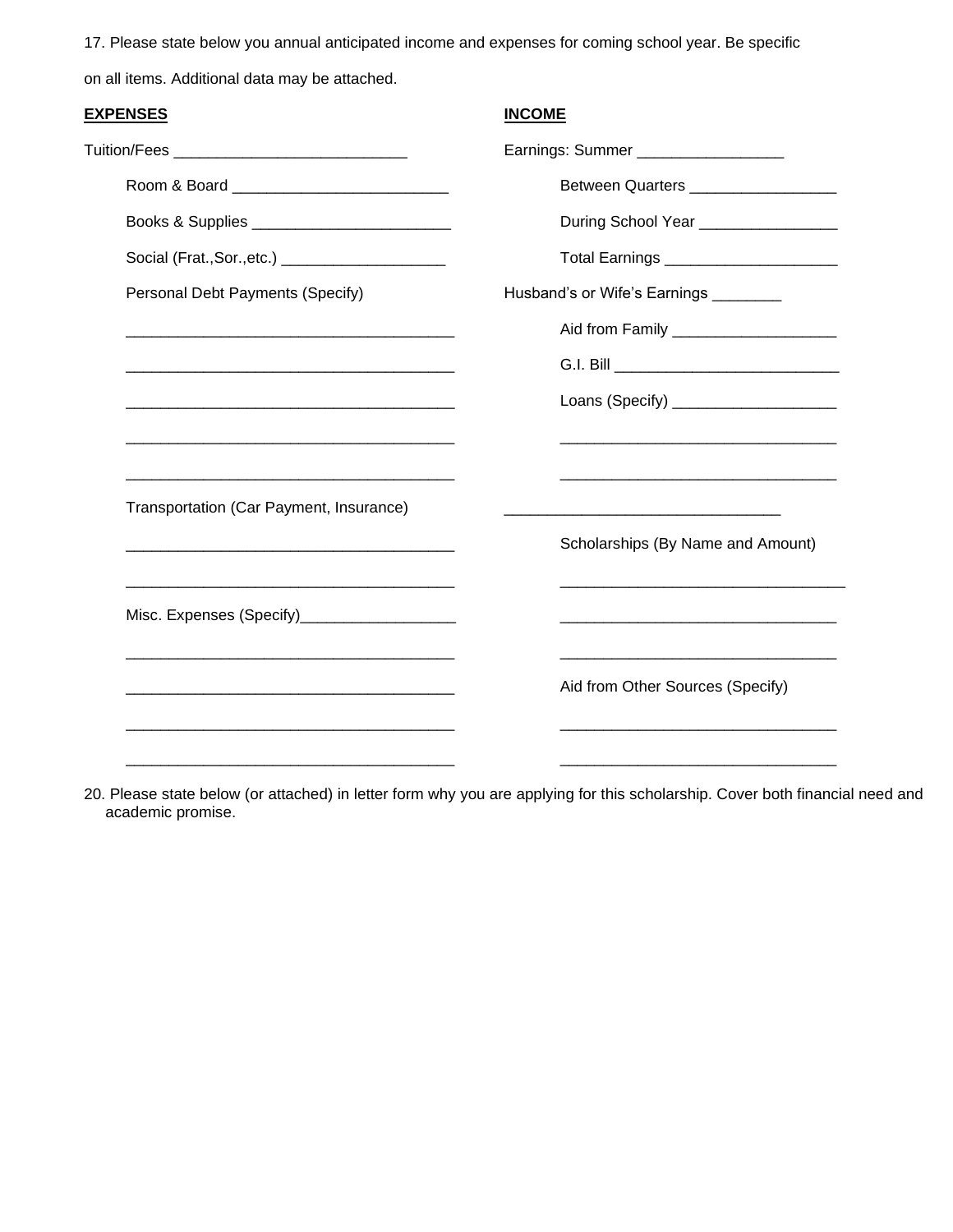17. Please state below you annual anticipated income and expenses for coming school year. Be specific on all items. Additional data may be attached.

| **EXPENSES** | **INCOME** |
|---|---|
| Tuition/Fees ___________________________ | Earnings: Summer _________________ |
| Room & Board _________________________ | Between Quarters _________________ |
| Books & Supplies ________________________ | During School Year ________________ |
| Social (Frat.,Sor.,etc.) ____________________ | Total Earnings ____________________ |
| Personal Debt Payments (Specify) | Husband's or Wife's Earnings ________ |
| ________________________________________ | Aid from Family ___________________ |
| ________________________________________ | G.I. Bill __________________________ |
| ________________________________________ | Loans (Specify) ___________________ |
| ________________________________________ | ________________________________ |
| ________________________________________ | ________________________________ |
| Transportation (Car Payment, Insurance) | ________________________________ |
| ________________________________________ | Scholarships (By Name and Amount) |
| ________________________________________ | ________________________________ |
| Misc. Expenses (Specify)__________________ | ________________________________ |
| ________________________________________ | ________________________________ |
| ________________________________________ | Aid from Other Sources (Specify) |
| ________________________________________ | ________________________________ |
| ________________________________________ | ________________________________ |

20. Please state below (or attached) in letter form why you are applying for this scholarship. Cover both financial need and academic promise.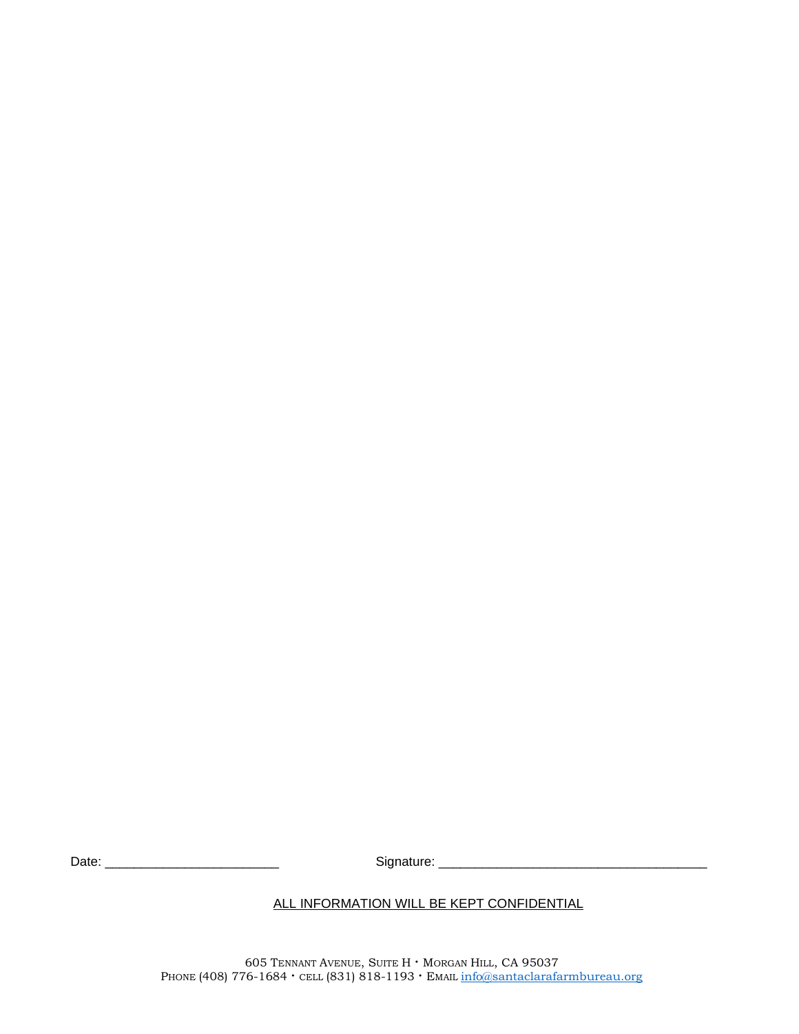Date: ________________________ Signature: _____________________________________

ALL INFORMATION WILL BE KEPT CONFIDENTIAL

605 TENNANT AVENUE, SUITE H • MORGAN HILL, CA 95037
PHONE (408) 776-1684 • CELL (831) 818-1193 • EMAIL info@santaclarafarmbureau.org